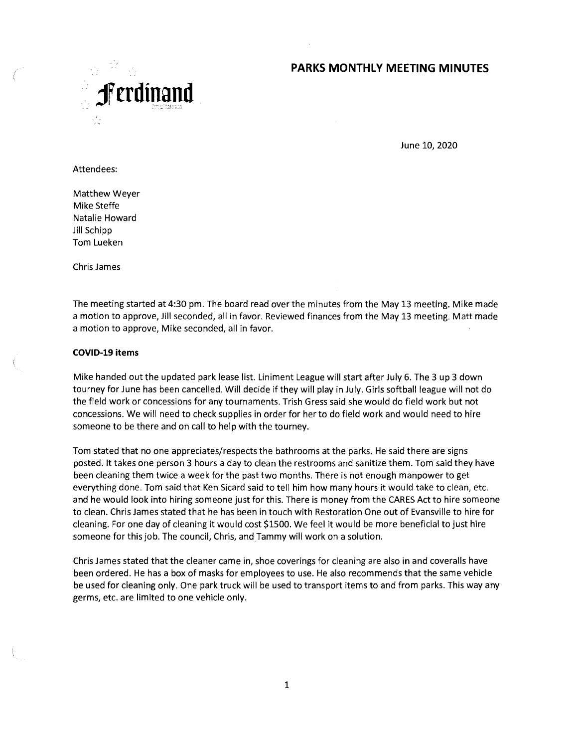Ferdinand

# PARKS MONTHLY MEETING MINUTES

June 10, 2020

Attendees:

Matthew Weyer
Mike Steffe
Natalie Howard
Jill Schipp
Tom Lueken

Chris James

The meeting started at 4:30 pm. The board read over the minutes from the May 13 meeting. Mike made a motion to approve, Jill seconded, all in favor. Reviewed finances from the May 13 meeting. Matt made a motion to approve, Mike seconded, all in favor.

**COVID-19 items**

Mike handed out the updated park lease list. Liniment League will start after July 6. The 3 up 3 down tourney for June has been cancelled. Will decide if they will play in July. Girls softball league will not do the field work or concessions for any tournaments. Trish Gress said she would do field work but not concessions. We will need to check supplies in order for her to do field work and would need to hire someone to be there and on call to help with the tourney.

Tom stated that no one appreciates/respects the bathrooms at the parks. He said there are signs posted. It takes one person 3 hours a day to clean the restrooms and sanitize them. Tom said they have been cleaning them twice a week for the past two months. There is not enough manpower to get everything done. Tom said that Ken Sicard said to tell him how many hours it would take to clean, etc. and he would look into hiring someone just for this. There is money from the CARES Act to hire someone to clean. Chris James stated that he has been in touch with Restoration One out of Evansville to hire for cleaning. For one day of cleaning it would cost $1500. We feel it would be more beneficial to just hire someone for this job. The council, Chris, and Tammy will work on a solution.

Chris James stated that the cleaner came in, shoe coverings for cleaning are also in and coveralls have been ordered. He has a box of masks for employees to use. He also recommends that the same vehicle be used for cleaning only. One park truck will be used to transport items to and from parks. This way any germs, etc. are limited to one vehicle only.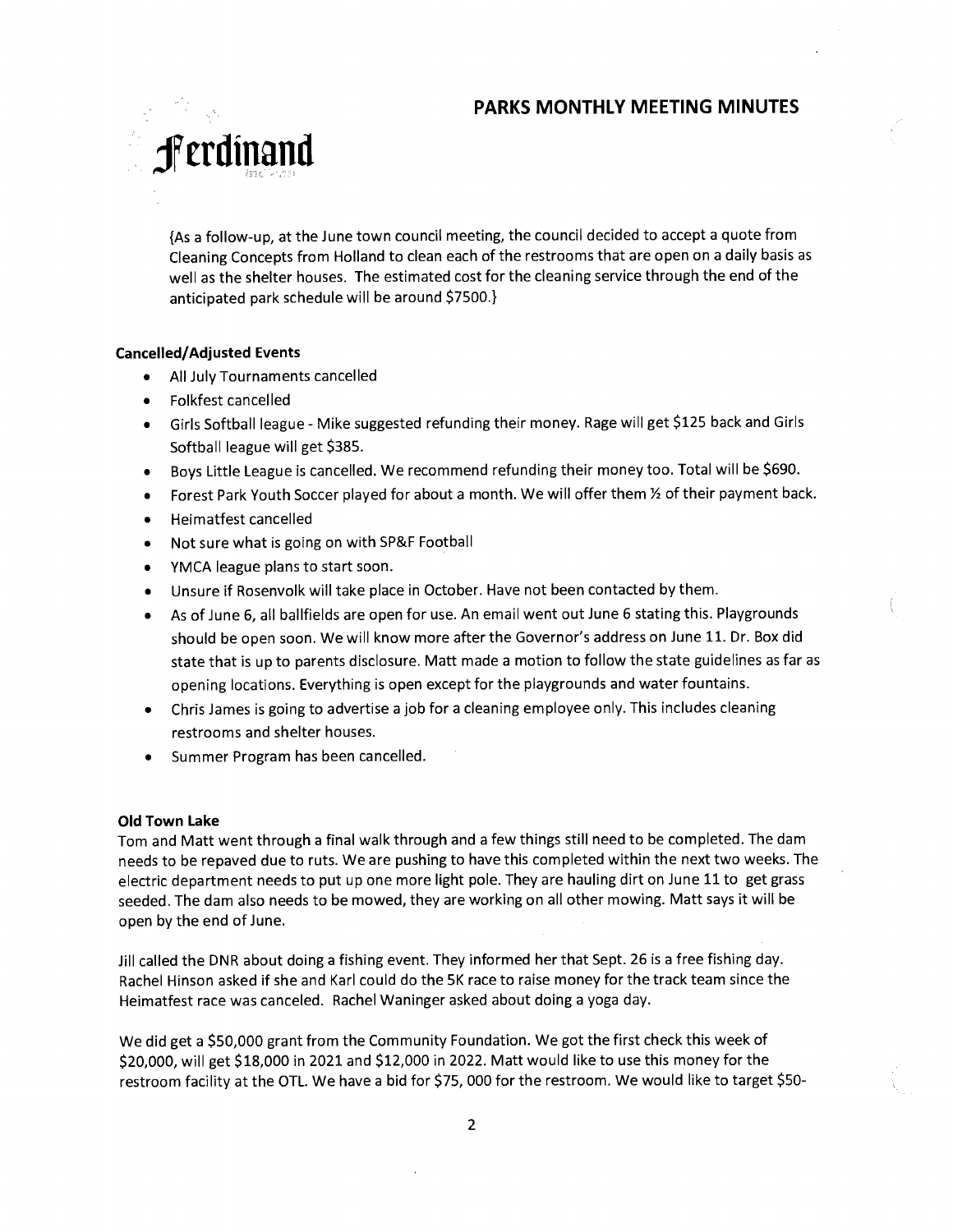# PARKS MONTHLY MEETING MINUTES

Ferdinand

{As a follow-up, at the June town council meeting, the council decided to accept a quote from Cleaning Concepts from Holland to clean each of the restrooms that are open on a daily basis as well as the shelter houses. The estimated cost for the cleaning service through the end of the anticipated park schedule will be around $7500.}

**Cancelled/Adjusted Events**

- All July Tournaments cancelled
- Folkfest cancelled
- Girls Softball league - Mike suggested refunding their money. Rage will get $125 back and Girls Softball league will get $385.
- Boys Little League is cancelled. We recommend refunding their money too. Total will be $690.
- Forest Park Youth Soccer played for about a month. We will offer them ½ of their payment back.
- Heimatfest cancelled
- Not sure what is going on with SP&F Football
- YMCA league plans to start soon.
- Unsure if Rosenvolk will take place in October. Have not been contacted by them.
- As of June 6, all ballfields are open for use. An email went out June 6 stating this. Playgrounds should be open soon. We will know more after the Governor's address on June 11. Dr. Box did state that is up to parents disclosure. Matt made a motion to follow the state guidelines as far as opening locations. Everything is open except for the playgrounds and water fountains.
- Chris James is going to advertise a job for a cleaning employee only. This includes cleaning restrooms and shelter houses.
- Summer Program has been cancelled.

**Old Town Lake**

Tom and Matt went through a final walk through and a few things still need to be completed. The dam needs to be repaved due to ruts. We are pushing to have this completed within the next two weeks. The electric department needs to put up one more light pole. They are hauling dirt on June 11 to get grass seeded. The dam also needs to be mowed, they are working on all other mowing. Matt says it will be open by the end of June.

Jill called the DNR about doing a fishing event. They informed her that Sept. 26 is a free fishing day. Rachel Hinson asked if she and Karl could do the 5K race to raise money for the track team since the Heimatfest race was canceled. Rachel Waninger asked about doing a yoga day.

We did get a $50,000 grant from the Community Foundation. We got the first check this week of $20,000, will get $18,000 in 2021 and $12,000 in 2022. Matt would like to use this money for the restroom facility at the OTL. We have a bid for $75, 000 for the restroom. We would like to target $50-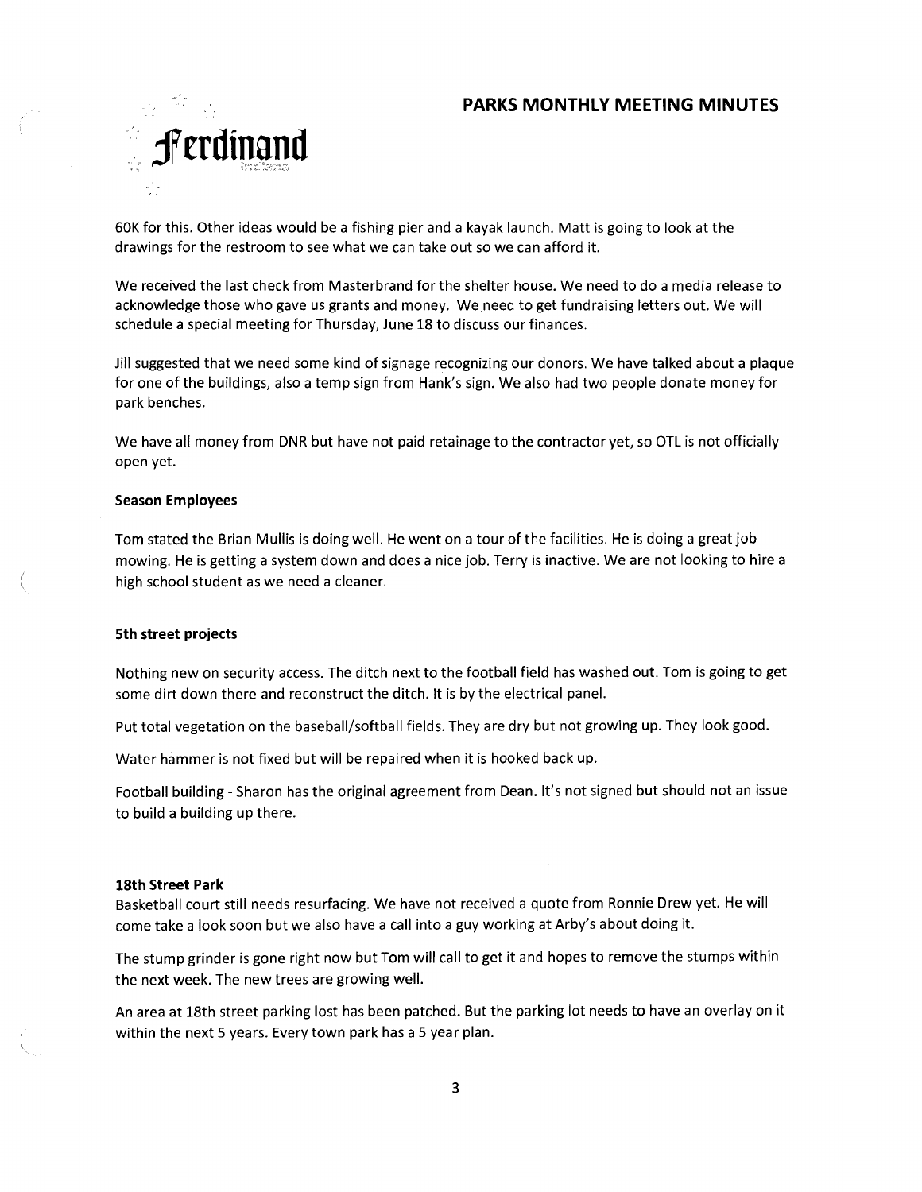60K for this. Other ideas would be a fishing pier and a kayak launch. Matt is going to look at the drawings for the restroom to see what we can take out so we can afford it.

We received the last check from Masterbrand for the shelter house. We need to do a media release to acknowledge those who gave us grants and money. We need to get fundraising letters out. We will schedule a special meeting for Thursday, June 18 to discuss our finances.

Jill suggested that we need some kind of signage recognizing our donors. We have talked about a plaque for one of the buildings, also a temp sign from Hank's sign. We also had two people donate money for park benches.

We have all money from DNR but have not paid retainage to the contractor yet, so OTL is not officially open yet.

**Season Employees**

Tom stated the Brian Mullis is doing well. He went on a tour of the facilities. He is doing a great job mowing. He is getting a system down and does a nice job. Terry is inactive. We are not looking to hire a high school student as we need a cleaner.

**5th street projects**

Nothing new on security access. The ditch next to the football field has washed out. Tom is going to get some dirt down there and reconstruct the ditch. It is by the electrical panel.

Put total vegetation on the baseball/softball fields. They are dry but not growing up. They look good.

Water hammer is not fixed but will be repaired when it is hooked back up.

Football building - Sharon has the original agreement from Dean. It's not signed but should not an issue to build a building up there.

**18th Street Park**

Basketball court still needs resurfacing. We have not received a quote from Ronnie Drew yet. He will come take a look soon but we also have a call into a guy working at Arby's about doing it.

The stump grinder is gone right now but Tom will call to get it and hopes to remove the stumps within the next week. The new trees are growing well.

An area at 18th street parking lost has been patched. But the parking lot needs to have an overlay on it within the next 5 years. Every town park has a 5 year plan.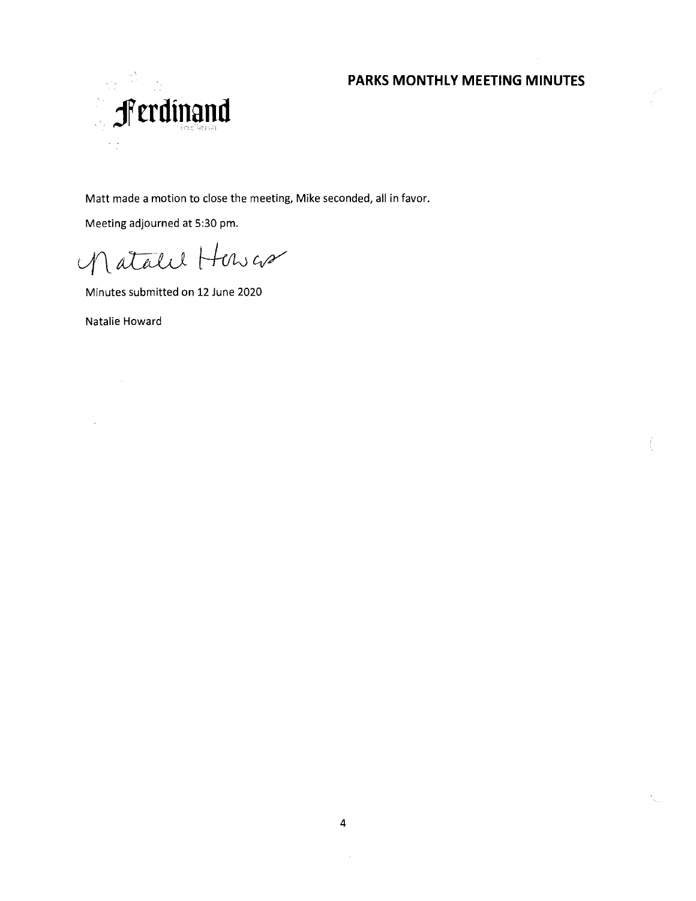Matt made a motion to close the meeting, Mike seconded, all in favor.

Meeting adjourned at 5:30 pm.

Natalie Howard

Minutes submitted on 12 June 2020

Natalie Howard